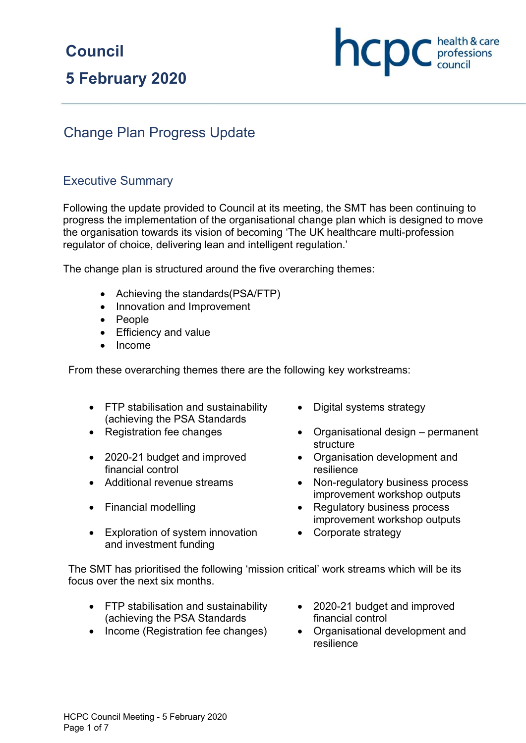# Council

# 5 February 2020

## Change Plan Progress Update

### Executive Summary

Following the update provided to Council at its meeting, the SMT has been continuing to progress the implementation of the organisational change plan which is designed to move the organisation towards its vision of becoming 'The UK healthcare multi-profession regulator of choice, delivering lean and intelligent regulation.'

The change plan is structured around the five overarching themes:

- Achieving the standards(PSA/FTP)
- Innovation and Improvement
- People
- Efficiency and value
- Income

From these overarching themes there are the following key workstreams:

- FTP stabilisation and sustainability (achieving the PSA Standards
- Registration fee changes
- 2020-21 budget and improved financial control
- Additional revenue streams
- Financial modelling
- Exploration of system innovation and investment funding
- Digital systems strategy
- Organisational design – permanent structure
- Organisation development and resilience
- Non-regulatory business process improvement workshop outputs
- Regulatory business process improvement workshop outputs
- Corporate strategy

The SMT has prioritised the following 'mission critical' work streams which will be its focus over the next six months.

- FTP stabilisation and sustainability (achieving the PSA Standards
- Income (Registration fee changes)
- 2020-21 budget and improved financial control
- Organisational development and resilience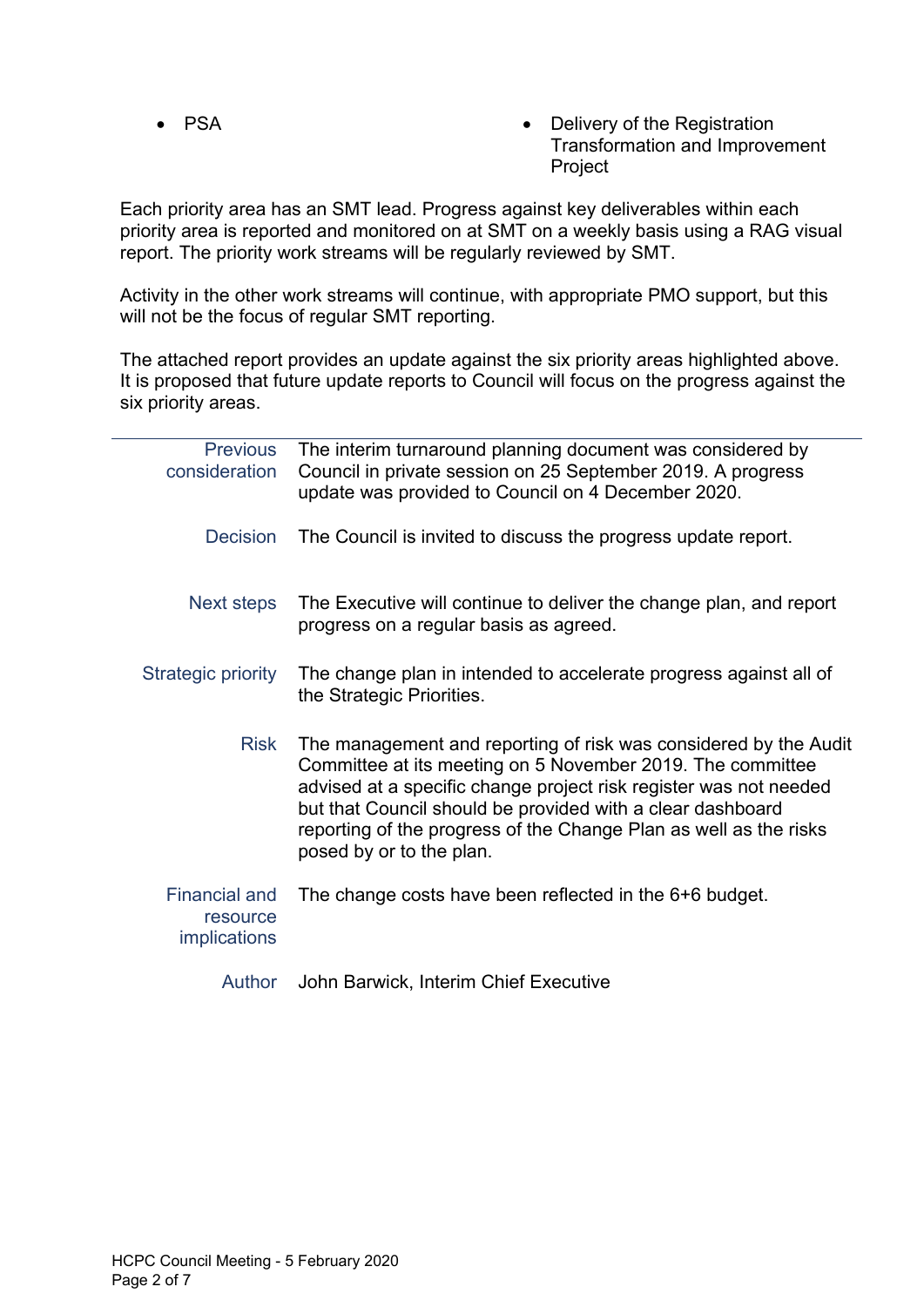- PSA
- Delivery of the Registration Transformation and Improvement Project

Each priority area has an SMT lead. Progress against key deliverables within each priority area is reported and monitored on at SMT on a weekly basis using a RAG visual report. The priority work streams will be regularly reviewed by SMT.

Activity in the other work streams will continue, with appropriate PMO support, but this will not be the focus of regular SMT reporting.

The attached report provides an update against the six priority areas highlighted above. It is proposed that future update reports to Council will focus on the progress against the six priority areas.

---

| | |
|---|---|
| Previous consideration | The interim turnaround planning document was considered by Council in private session on 25 September 2019. A progress update was provided to Council on 4 December 2020. |
| Decision | The Council is invited to discuss the progress update report. |
| Next steps | The Executive will continue to deliver the change plan, and report progress on a regular basis as agreed. |
| Strategic priority | The change plan in intended to accelerate progress against all of the Strategic Priorities. |
| Risk | The management and reporting of risk was considered by the Audit Committee at its meeting on 5 November 2019. The committee advised at a specific change project risk register was not needed but that Council should be provided with a clear dashboard reporting of the progress of the Change Plan as well as the risks posed by or to the plan. |
| Financial and resource implications | The change costs have been reflected in the 6+6 budget. |
| Author | John Barwick, Interim Chief Executive |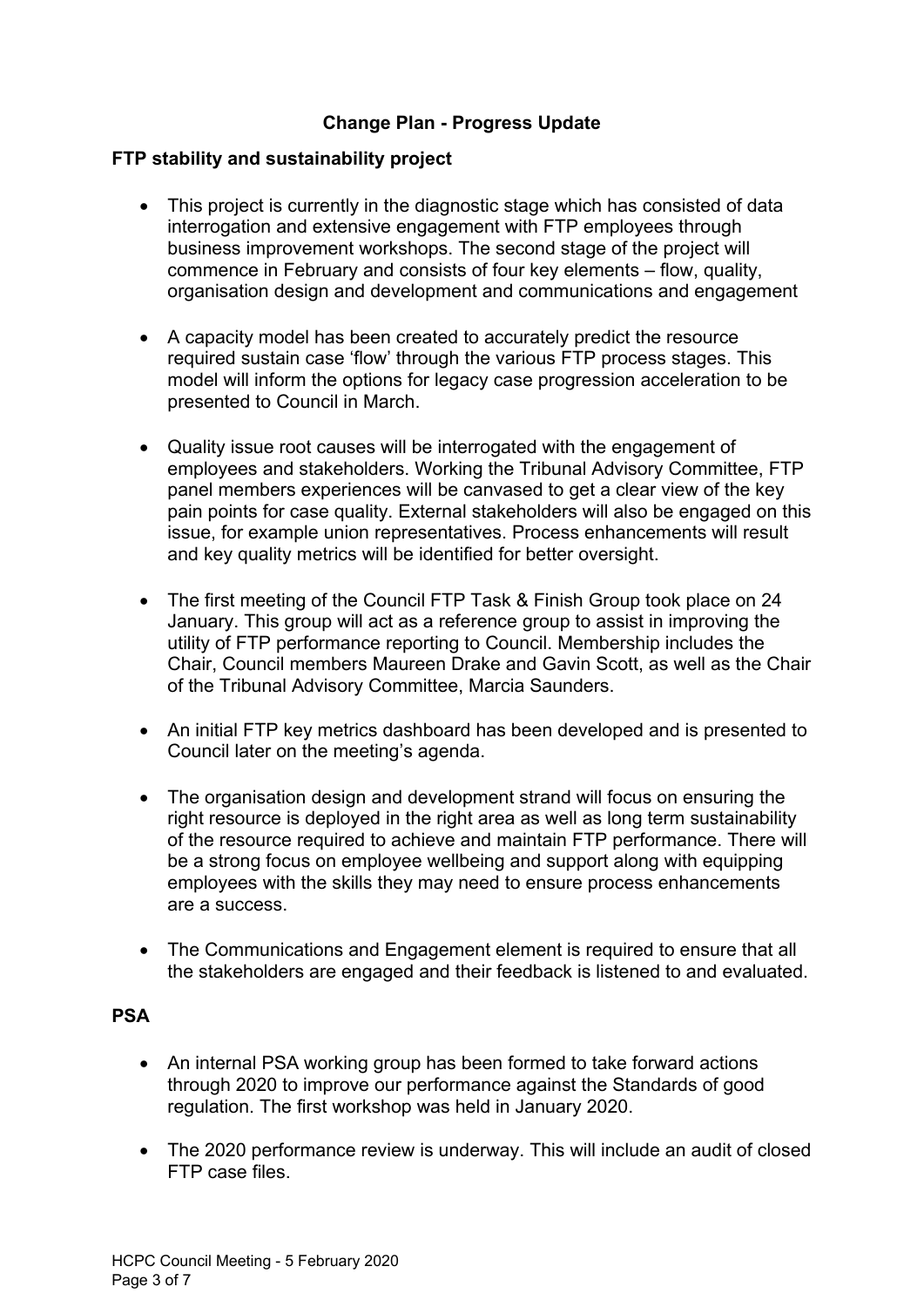# Change Plan - Progress Update

## FTP stability and sustainability project

- This project is currently in the diagnostic stage which has consisted of data interrogation and extensive engagement with FTP employees through business improvement workshops. The second stage of the project will commence in February and consists of four key elements – flow, quality, organisation design and development and communications and engagement

- A capacity model has been created to accurately predict the resource required sustain case 'flow' through the various FTP process stages. This model will inform the options for legacy case progression acceleration to be presented to Council in March.

- Quality issue root causes will be interrogated with the engagement of employees and stakeholders. Working the Tribunal Advisory Committee, FTP panel members experiences will be canvased to get a clear view of the key pain points for case quality. External stakeholders will also be engaged on this issue, for example union representatives. Process enhancements will result and key quality metrics will be identified for better oversight.

- The first meeting of the Council FTP Task & Finish Group took place on 24 January. This group will act as a reference group to assist in improving the utility of FTP performance reporting to Council. Membership includes the Chair, Council members Maureen Drake and Gavin Scott, as well as the Chair of the Tribunal Advisory Committee, Marcia Saunders.

- An initial FTP key metrics dashboard has been developed and is presented to Council later on the meeting's agenda.

- The organisation design and development strand will focus on ensuring the right resource is deployed in the right area as well as long term sustainability of the resource required to achieve and maintain FTP performance. There will be a strong focus on employee wellbeing and support along with equipping employees with the skills they may need to ensure process enhancements are a success.

- The Communications and Engagement element is required to ensure that all the stakeholders are engaged and their feedback is listened to and evaluated.

## PSA

- An internal PSA working group has been formed to take forward actions through 2020 to improve our performance against the Standards of good regulation. The first workshop was held in January 2020.

- The 2020 performance review is underway. This will include an audit of closed FTP case files.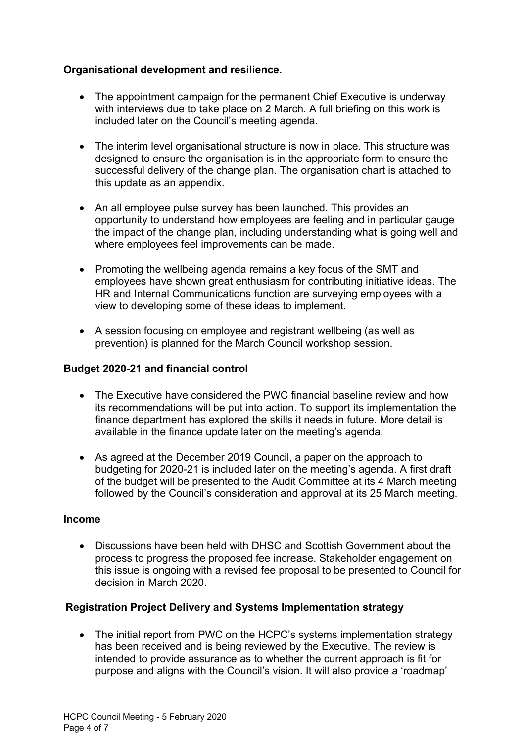**Organisational development and resilience.**

- The appointment campaign for the permanent Chief Executive is underway with interviews due to take place on 2 March. A full briefing on this work is included later on the Council's meeting agenda.

- The interim level organisational structure is now in place. This structure was designed to ensure the organisation is in the appropriate form to ensure the successful delivery of the change plan. The organisation chart is attached to this update as an appendix.

- An all employee pulse survey has been launched. This provides an opportunity to understand how employees are feeling and in particular gauge the impact of the change plan, including understanding what is going well and where employees feel improvements can be made.

- Promoting the wellbeing agenda remains a key focus of the SMT and employees have shown great enthusiasm for contributing initiative ideas. The HR and Internal Communications function are surveying employees with a view to developing some of these ideas to implement.

- A session focusing on employee and registrant wellbeing (as well as prevention) is planned for the March Council workshop session.

**Budget 2020-21 and financial control**

- The Executive have considered the PWC financial baseline review and how its recommendations will be put into action. To support its implementation the finance department has explored the skills it needs in future. More detail is available in the finance update later on the meeting's agenda.

- As agreed at the December 2019 Council, a paper on the approach to budgeting for 2020-21 is included later on the meeting's agenda. A first draft of the budget will be presented to the Audit Committee at its 4 March meeting followed by the Council's consideration and approval at its 25 March meeting.

**Income**

- Discussions have been held with DHSC and Scottish Government about the process to progress the proposed fee increase. Stakeholder engagement on this issue is ongoing with a revised fee proposal to be presented to Council for decision in March 2020.

**Registration Project Delivery and Systems Implementation strategy**

- The initial report from PWC on the HCPC's systems implementation strategy has been received and is being reviewed by the Executive. The review is intended to provide assurance as to whether the current approach is fit for purpose and aligns with the Council's vision. It will also provide a 'roadmap'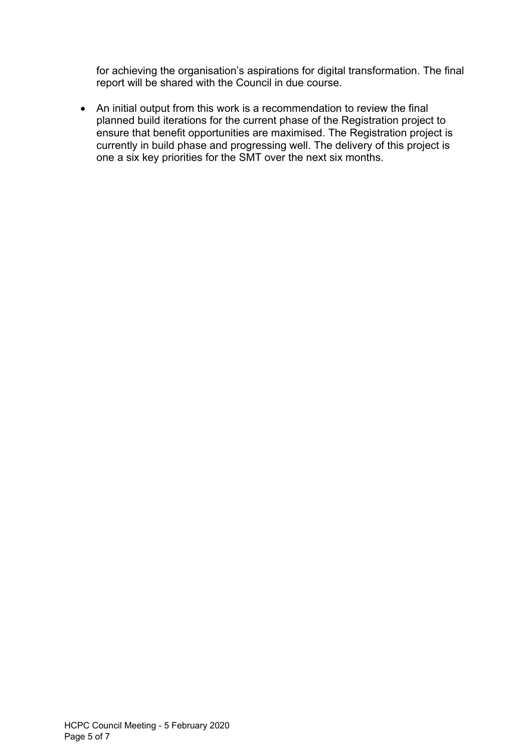for achieving the organisation’s aspirations for digital transformation. The final report will be shared with the Council in due course.

- An initial output from this work is a recommendation to review the final planned build iterations for the current phase of the Registration project to ensure that benefit opportunities are maximised. The Registration project is currently in build phase and progressing well. The delivery of this project is one a six key priorities for the SMT over the next six months.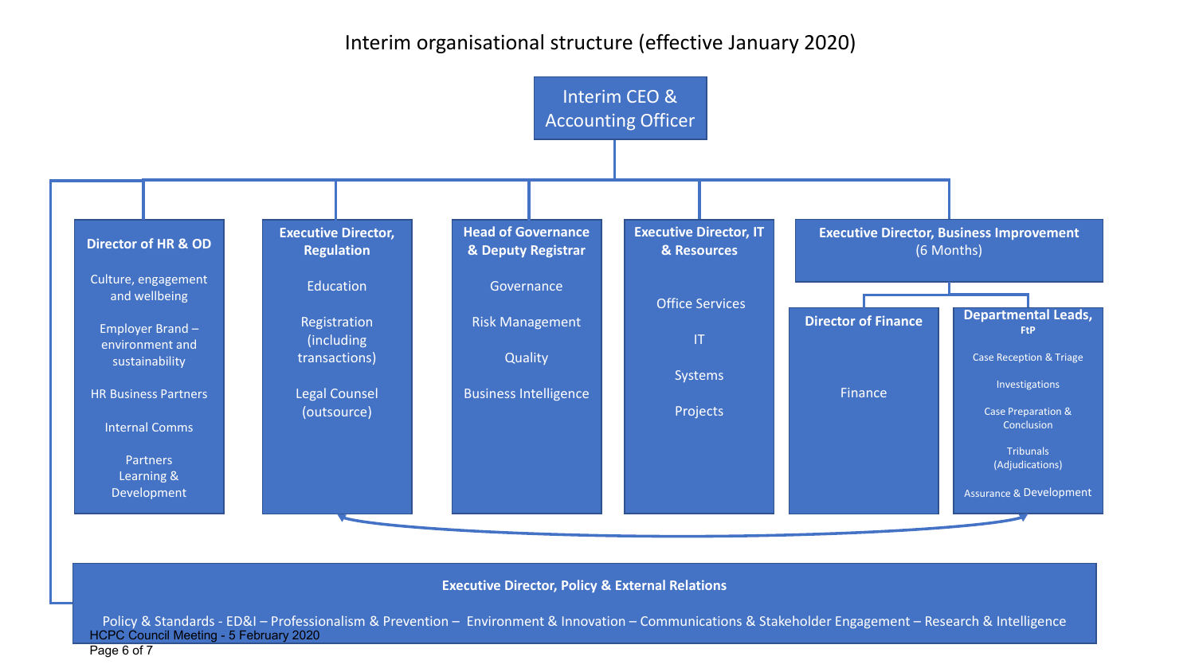# Interim organisational structure (effective January 2020)

**Interim CEO & Accounting Officer**

### Director of HR & OD

- Culture, engagement and wellbeing
- Employer Brand – environment and sustainability
- HR Business Partners
- Internal Comms
- Partners Learning & Development

### Executive Director, Regulation

- Education
- Registration (including transactions)
- Legal Counsel (outsource)

### Head of Governance & Deputy Registrar

- Governance
- Risk Management
- Quality
- Business Intelligence

### Executive Director, IT & Resources

- Office Services
- IT
- Systems
- Projects

### Executive Director, Business Improvement (6 Months)

#### Director of Finance

- Finance

#### Departmental Leads, FtP

- Case Reception & Triage
- Investigations
- Case Preparation & Conclusion
- Tribunals (Adjudications)
- Assurance & Development

### Executive Director, Policy & External Relations

Policy & Standards - ED&I – Professionalism & Prevention – Environment & Innovation – Communications & Stakeholder Engagement – Research & Intelligence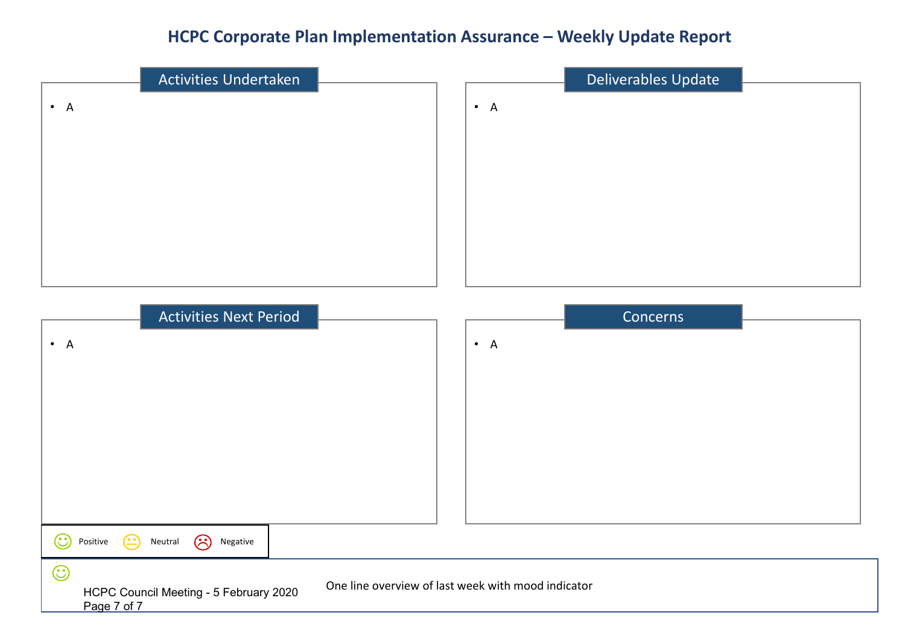# HCPC Corporate Plan Implementation Assurance – Weekly Update Report

## Activities Undertaken

- A

## Deliverables Update

- A

## Activities Next Period

- A

## Concerns

- A

☺ Positive 😐 Neutral ☹ Negative

☺ One line overview of last week with mood indicator